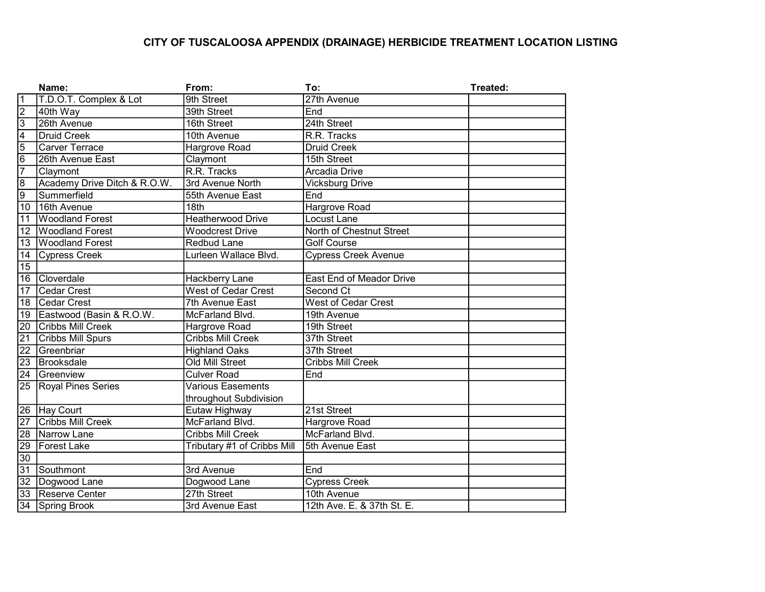# CITY OF TUSCALOOSA APPENDIX (DRAINAGE) HERBICIDE TREATMENT LOCATION LISTING

| | Name: | From: | To: | Treated: |
|---|---|---|---|---|
| 1 | T.D.O.T. Complex & Lot | 9th Street | 27th Avenue | |
| 2 | 40th Way | 39th Street | End | |
| 3 | 26th Avenue | 16th Street | 24th Street | |
| 4 | Druid Creek | 10th Avenue | R.R. Tracks | |
| 5 | Carver Terrace | Hargrove Road | Druid Creek | |
| 6 | 26th Avenue East | Claymont | 15th Street | |
| 7 | Claymont | R.R. Tracks | Arcadia Drive | |
| 8 | Academy Drive Ditch & R.O.W. | 3rd Avenue North | Vicksburg Drive | |
| 9 | Summerfield | 55th Avenue East | End | |
| 10 | 16th Avenue | 18th | Hargrove Road | |
| 11 | Woodland Forest | Heatherwood Drive | Locust Lane | |
| 12 | Woodland Forest | Woodcrest Drive | North of Chestnut Street | |
| 13 | Woodland Forest | Redbud Lane | Golf Course | |
| 14 | Cypress Creek | Lurleen Wallace Blvd. | Cypress Creek Avenue | |
| 15 | | | | |
| 16 | Cloverdale | Hackberry Lane | East End of Meador Drive | |
| 17 | Cedar Crest | West of Cedar Crest | Second Ct | |
| 18 | Cedar Crest | 7th Avenue East | West of Cedar Crest | |
| 19 | Eastwood (Basin & R.O.W. | McFarland Blvd. | 19th Avenue | |
| 20 | Cribbs Mill Creek | Hargrove Road | 19th Street | |
| 21 | Cribbs Mill Spurs | Cribbs Mill Creek | 37th Street | |
| 22 | Greenbriar | Highland Oaks | 37th Street | |
| 23 | Brooksdale | Old Mill Street | Cribbs Mill Creek | |
| 24 | Greenview | Culver Road | End | |
| 25 | Royal Pines Series | Various Easements throughout Subdivision | | |
| 26 | Hay Court | Eutaw Highway | 21st Street | |
| 27 | Cribbs Mill Creek | McFarland Blvd. | Hargrove Road | |
| 28 | Narrow Lane | Cribbs Mill Creek | McFarland Blvd. | |
| 29 | Forest Lake | Tributary #1 of Cribbs Mill | 5th Avenue East | |
| 30 | | | | |
| 31 | Southmont | 3rd Avenue | End | |
| 32 | Dogwood Lane | Dogwood Lane | Cypress Creek | |
| 33 | Reserve Center | 27th Street | 10th Avenue | |
| 34 | Spring Brook | 3rd Avenue East | 12th Ave. E. & 37th St. E. | |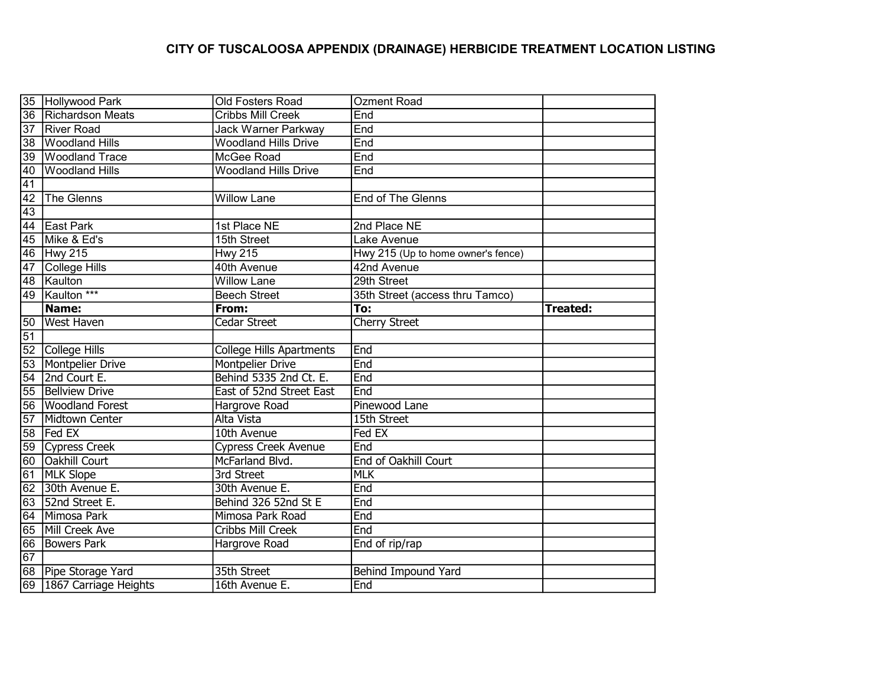# CITY OF TUSCALOOSA APPENDIX (DRAINAGE) HERBICIDE TREATMENT LOCATION LISTING

| | | | | |
|---|---|---|---|---|
| 35 | Hollywood Park | Old Fosters Road | Ozment Road | |
| 36 | Richardson Meats | Cribbs Mill Creek | End | |
| 37 | River Road | Jack Warner Parkway | End | |
| 38 | Woodland Hills | Woodland Hills Drive | End | |
| 39 | Woodland Trace | McGee Road | End | |
| 40 | Woodland Hills | Woodland Hills Drive | End | |
| 41 | | | | |
| 42 | The Glenns | Willow Lane | End of The Glenns | |
| 43 | | | | |
| 44 | East Park | 1st Place NE | 2nd Place NE | |
| 45 | Mike & Ed's | 15th Street | Lake Avenue | |
| 46 | Hwy 215 | Hwy 215 | Hwy 215 (Up to home owner's fence) | |
| 47 | College Hills | 40th Avenue | 42nd Avenue | |
| 48 | Kaulton | Willow Lane | 29th Street | |
| 49 | Kaulton *** | Beech Street | 35th Street (access thru Tamco) | |
| | **Name:** | **From:** | **To:** | **Treated:** |
| 50 | West Haven | Cedar Street | Cherry Street | |
| 51 | | | | |
| 52 | College Hills | College Hills Apartments | End | |
| 53 | Montpelier Drive | Montpelier Drive | End | |
| 54 | 2nd Court E. | Behind 5335 2nd Ct. E. | End | |
| 55 | Bellview Drive | East of 52nd Street East | End | |
| 56 | Woodland Forest | Hargrove Road | Pinewood Lane | |
| 57 | Midtown Center | Alta Vista | 15th Street | |
| 58 | Fed EX | 10th Avenue | Fed EX | |
| 59 | Cypress Creek | Cypress Creek Avenue | End | |
| 60 | Oakhill Court | McFarland Blvd. | End of Oakhill Court | |
| 61 | MLK Slope | 3rd Street | MLK | |
| 62 | 30th Avenue E. | 30th Avenue E. | End | |
| 63 | 52nd Street E. | Behind 326 52nd St E | End | |
| 64 | Mimosa Park | Mimosa Park Road | End | |
| 65 | Mill Creek Ave | Cribbs Mill Creek | End | |
| 66 | Bowers Park | Hargrove Road | End of rip/rap | |
| 67 | | | | |
| 68 | Pipe Storage Yard | 35th Street | Behind Impound Yard | |
| 69 | 1867 Carriage Heights | 16th Avenue E. | End | |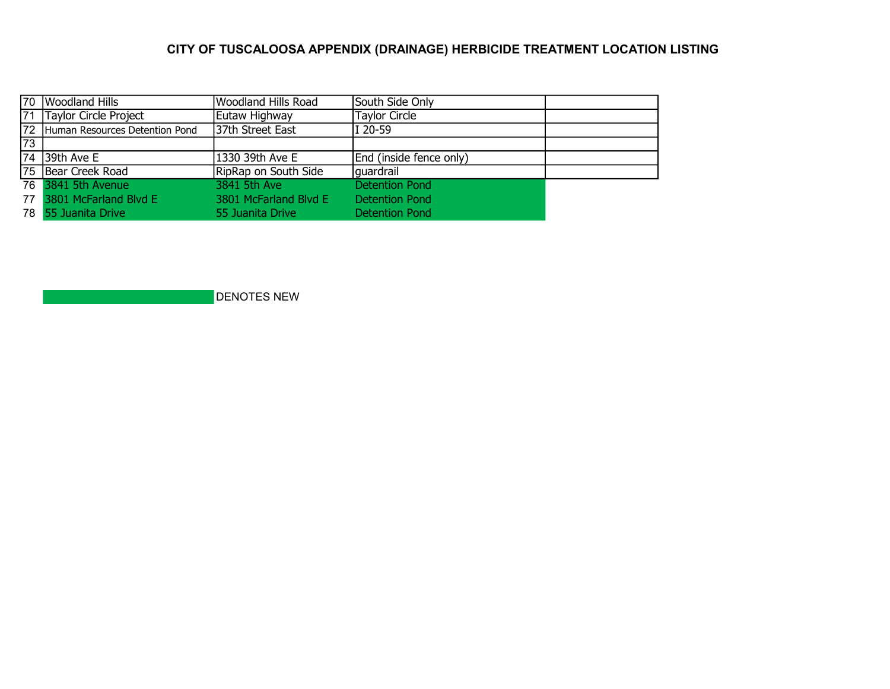**CITY OF TUSCALOOSA APPENDIX (DRAINAGE) HERBICIDE TREATMENT LOCATION LISTING**

| | | | | |
|---|---|---|---|---|
| 70 | Woodland Hills | Woodland Hills Road | South Side Only | |
| 71 | Taylor Circle Project | Eutaw Highway | Taylor Circle | |
| 72 | Human Resources Detention Pond | 37th Street East | I 20-59 | |
| 73 | | | | |
| 74 | 39th Ave E | 1330 39th Ave E | End (inside fence only) | |
| 75 | Bear Creek Road | RipRap on South Side | guardrail | |
| 76 | 3841 5th Avenue | 3841 5th Ave | Detention Pond | |
| 77 | 3801 McFarland Blvd E | 3801 McFarland Blvd E | Detention Pond | |
| 78 | 55 Juanita Drive | 55 Juanita Drive | Detention Pond | |

(green highlight) DENOTES NEW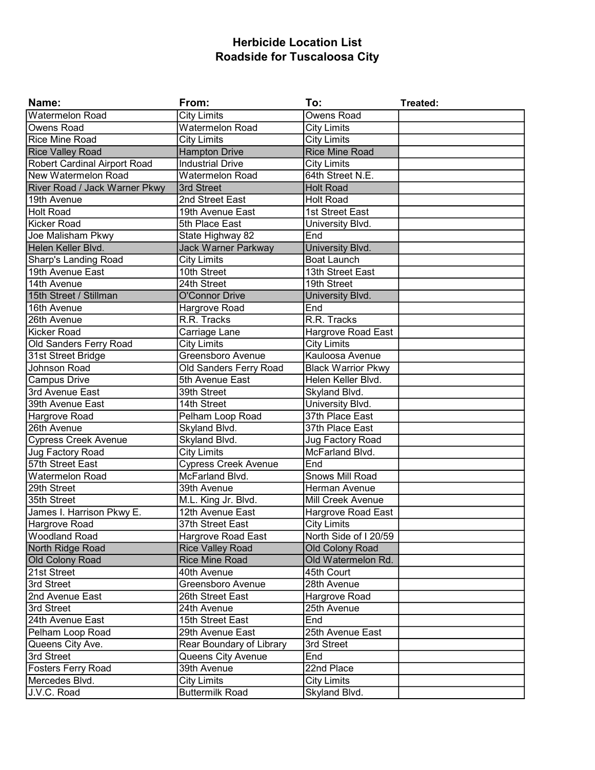# Herbicide Location List
## Roadside for Tuscaloosa City

| Name: | From: | To: | Treated: |
|---|---|---|---|
| Watermelon Road | City Limits | Owens Road | |
| Owens Road | Watermelon Road | City Limits | |
| Rice Mine Road | City Limits | City Limits | |
| Rice Valley Road | Hampton Drive | Rice Mine Road | |
| Robert Cardinal Airport Road | Industrial Drive | City Limits | |
| New Watermelon Road | Watermelon Road | 64th Street N.E. | |
| River Road / Jack Warner Pkwy | 3rd Street | Holt Road | |
| 19th Avenue | 2nd Street East | Holt Road | |
| Holt Road | 19th Avenue East | 1st Street East | |
| Kicker Road | 5th Place East | University Blvd. | |
| Joe Malisham Pkwy | State Highway 82 | End | |
| Helen Keller Blvd. | Jack Warner Parkway | University Blvd. | |
| Sharp's Landing Road | City Limits | Boat Launch | |
| 19th Avenue East | 10th Street | 13th Street East | |
| 14th Avenue | 24th Street | 19th Street | |
| 15th Street / Stillman | O'Connor Drive | University Blvd. | |
| 16th Avenue | Hargrove Road | End | |
| 26th Avenue | R.R. Tracks | R.R. Tracks | |
| Kicker Road | Carriage Lane | Hargrove Road East | |
| Old Sanders Ferry Road | City Limits | City Limits | |
| 31st Street Bridge | Greensboro Avenue | Kauloosa Avenue | |
| Johnson Road | Old Sanders Ferry Road | Black Warrior Pkwy | |
| Campus Drive | 5th Avenue East | Helen Keller Blvd. | |
| 3rd Avenue East | 39th Street | Skyland Blvd. | |
| 39th Avenue East | 14th Street | University Blvd. | |
| Hargrove Road | Pelham Loop Road | 37th Place East | |
| 26th Avenue | Skyland Blvd. | 37th Place East | |
| Cypress Creek Avenue | Skyland Blvd. | Jug Factory Road | |
| Jug Factory Road | City Limits | McFarland Blvd. | |
| 57th Street East | Cypress Creek Avenue | End | |
| Watermelon Road | McFarland Blvd. | Snows Mill Road | |
| 29th Street | 39th Avenue | Herman Avenue | |
| 35th Street | M.L. King Jr. Blvd. | Mill Creek Avenue | |
| James I. Harrison Pkwy E. | 12th Avenue East | Hargrove Road East | |
| Hargrove Road | 37th Street East | City Limits | |
| Woodland Road | Hargrove Road East | North Side of I 20/59 | |
| North Ridge Road | Rice Valley Road | Old Colony Road | |
| Old Colony Road | Rice Mine Road | Old Watermelon Rd. | |
| 21st Street | 40th Avenue | 45th Court | |
| 3rd Street | Greensboro Avenue | 28th Avenue | |
| 2nd Avenue East | 26th Street East | Hargrove Road | |
| 3rd Street | 24th Avenue | 25th Avenue | |
| 24th Avenue East | 15th Street East | End | |
| Pelham Loop Road | 29th Avenue East | 25th Avenue East | |
| Queens City Ave. | Rear Boundary of Library | 3rd Street | |
| 3rd Street | Queens City Avenue | End | |
| Fosters Ferry Road | 39th Avenue | 22nd Place | |
| Mercedes Blvd. | City Limits | City Limits | |
| J.V.C. Road | Buttermilk Road | Skyland Blvd. | |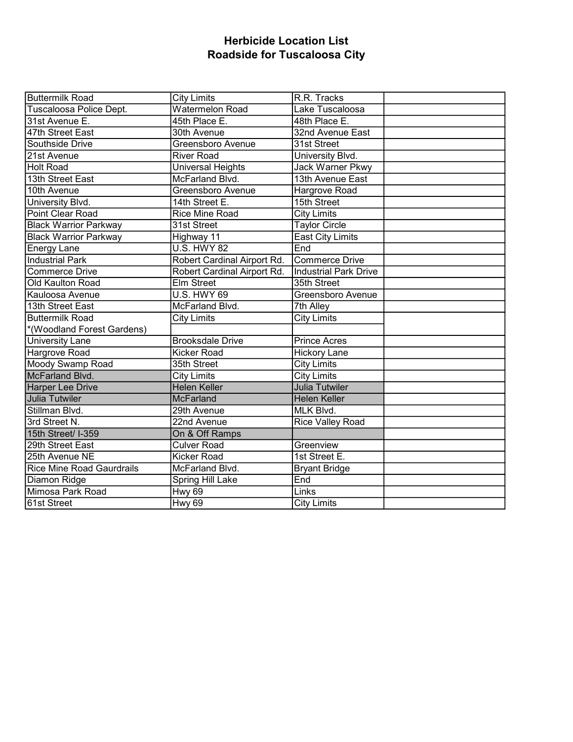# Herbicide Location List
# Roadside for Tuscaloosa City

| | | | |
|---|---|---|---|
| Buttermilk Road | City Limits | R.R. Tracks | |
| Tuscaloosa Police Dept. | Watermelon Road | Lake Tuscaloosa | |
| 31st Avenue E. | 45th Place E. | 48th Place E. | |
| 47th Street East | 30th Avenue | 32nd Avenue East | |
| Southside Drive | Greensboro Avenue | 31st Street | |
| 21st Avenue | River Road | University Blvd. | |
| Holt Road | Universal Heights | Jack Warner Pkwy | |
| 13th Street East | McFarland Blvd. | 13th Avenue East | |
| 10th Avenue | Greensboro Avenue | Hargrove Road | |
| University Blvd. | 14th Street E. | 15th Street | |
| Point Clear Road | Rice Mine Road | City Limits | |
| Black Warrior Parkway | 31st Street | Taylor Circle | |
| Black Warrior Parkway | Highway 11 | East City Limits | |
| Energy Lane | U.S. HWY 82 | End | |
| Industrial Park | Robert Cardinal Airport Rd. | Commerce Drive | |
| Commerce Drive | Robert Cardinal Airport Rd. | Industrial Park Drive | |
| Old Kaulton Road | Elm Street | 35th Street | |
| Kauloosa Avenue | U.S. HWY 69 | Greensboro Avenue | |
| 13th Street East | McFarland Blvd. | 7th Alley | |
| Buttermilk Road | City Limits | City Limits | |
| *(Woodland Forest Gardens) | | | |
| University Lane | Brooksdale Drive | Prince Acres | |
| Hargrove Road | Kicker Road | Hickory Lane | |
| Moody Swamp Road | 35th Street | City Limits | |
| McFarland Blvd. | City Limits | City Limits | |
| Harper Lee Drive | Helen Keller | Julia Tutwiler | |
| Julia Tutwiler | McFarland | Helen Keller | |
| Stillman Blvd. | 29th Avenue | MLK Blvd. | |
| 3rd Street N. | 22nd Avenue | Rice Valley Road | |
| 15th Street/ I-359 | On & Off Ramps | | |
| 29th Street East | Culver Road | Greenview | |
| 25th Avenue NE | Kicker Road | 1st Street E. | |
| Rice Mine Road Gaurdrails | McFarland Blvd. | Bryant Bridge | |
| Diamon Ridge | Spring Hill Lake | End | |
| Mimosa Park Road | Hwy 69 | Links | |
| 61st Street | Hwy 69 | City Limits | |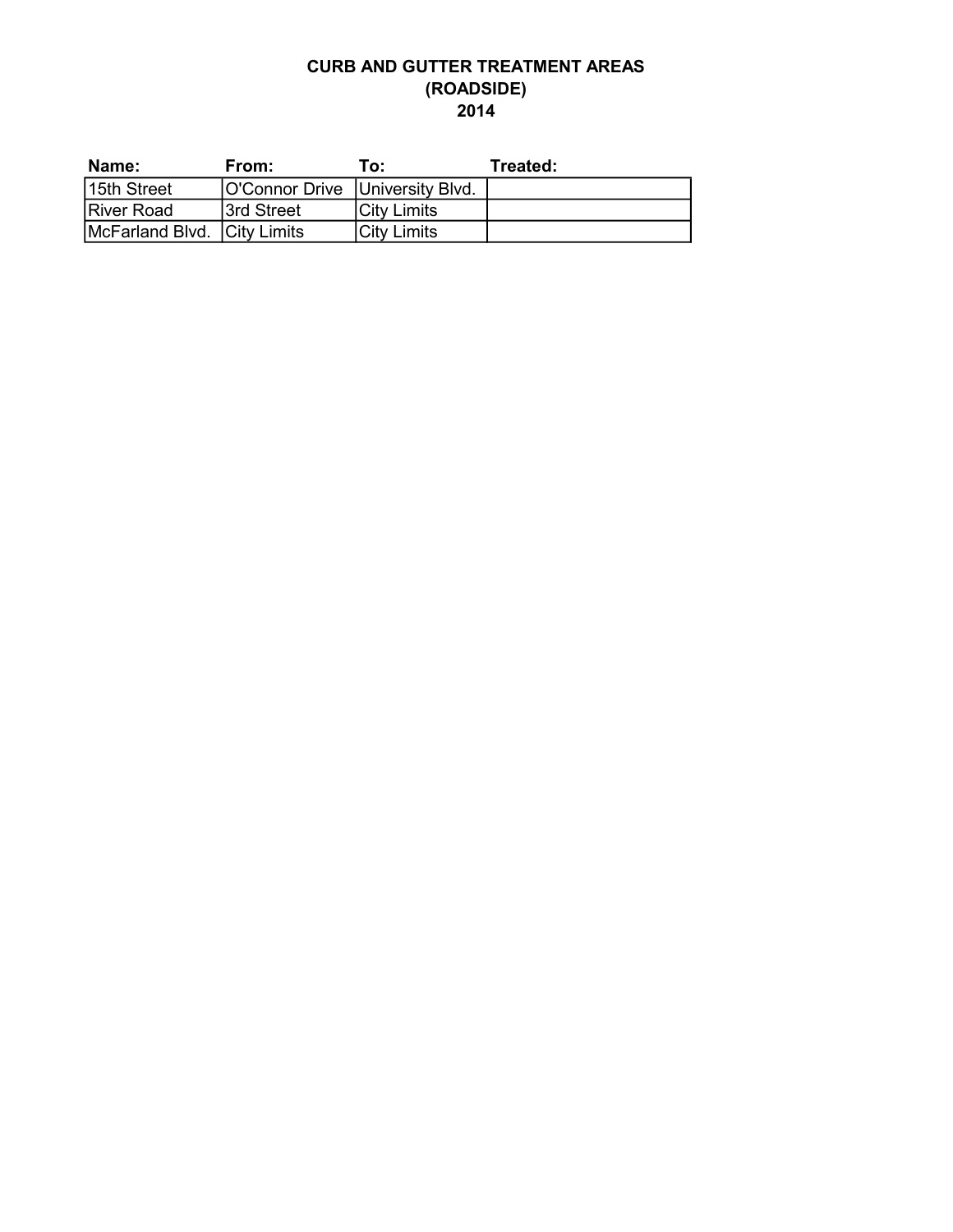# CURB AND GUTTER TREATMENT AREAS
## (ROADSIDE)
## 2014

| Name: | From: | To: | Treated: |
|---|---|---|---|
| 15th Street | O'Connor Drive | University Blvd. | |
| River Road | 3rd Street | City Limits | |
| McFarland Blvd. | City Limits | City Limits | |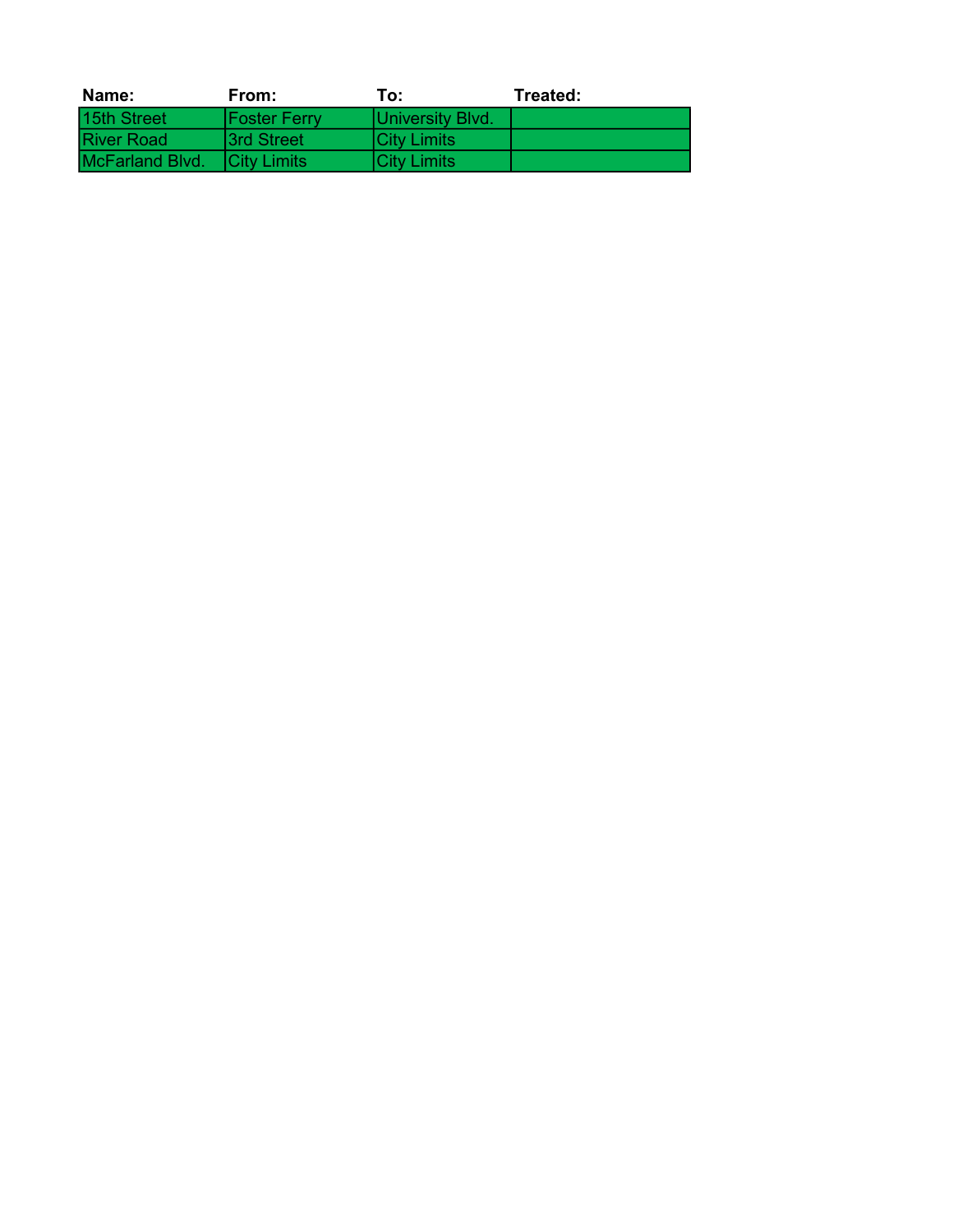| Name: | From: | To: | Treated: |
| --- | --- | --- | --- |
| 15th Street | Foster Ferry | University Blvd. | |
| River Road | 3rd Street | City Limits | |
| McFarland Blvd. | City Limits | City Limits | |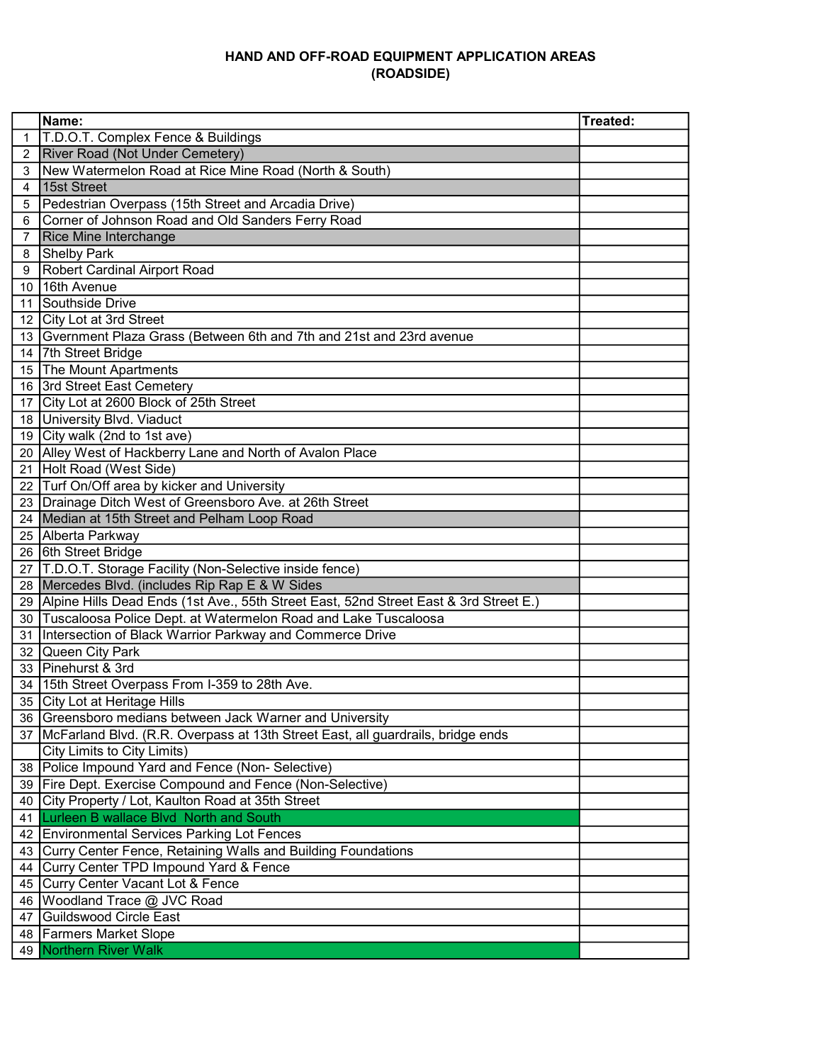# HAND AND OFF-ROAD EQUIPMENT APPLICATION AREAS
# (ROADSIDE)

| | Name: | Treated: |
|---|---|---|
| 1 | T.D.O.T. Complex Fence & Buildings | |
| 2 | River Road (Not Under Cemetery) | |
| 3 | New Watermelon Road at Rice Mine Road (North & South) | |
| 4 | 15st Street | |
| 5 | Pedestrian Overpass (15th Street and Arcadia Drive) | |
| 6 | Corner of Johnson Road and Old Sanders Ferry Road | |
| 7 | Rice Mine Interchange | |
| 8 | Shelby Park | |
| 9 | Robert Cardinal Airport Road | |
| 10 | 16th Avenue | |
| 11 | Southside Drive | |
| 12 | City Lot at 3rd Street | |
| 13 | Gvernment Plaza Grass (Between 6th and 7th and 21st and 23rd avenue | |
| 14 | 7th Street Bridge | |
| 15 | The Mount Apartments | |
| 16 | 3rd Street East Cemetery | |
| 17 | City Lot at 2600 Block of 25th Street | |
| 18 | University Blvd. Viaduct | |
| 19 | City walk (2nd to 1st ave) | |
| 20 | Alley West of Hackberry Lane and North of Avalon Place | |
| 21 | Holt Road (West Side) | |
| 22 | Turf On/Off area by kicker and University | |
| 23 | Drainage Ditch West of Greensboro Ave. at 26th Street | |
| 24 | Median at 15th Street and Pelham Loop Road | |
| 25 | Alberta Parkway | |
| 26 | 6th Street Bridge | |
| 27 | T.D.O.T. Storage Facility (Non-Selective inside fence) | |
| 28 | Mercedes Blvd. (includes Rip Rap E & W Sides | |
| 29 | Alpine Hills Dead Ends (1st Ave., 55th Street East, 52nd Street East & 3rd Street E.) | |
| 30 | Tuscaloosa Police Dept. at Watermelon Road and Lake Tuscaloosa | |
| 31 | Intersection of Black Warrior Parkway and Commerce Drive | |
| 32 | Queen City Park | |
| 33 | Pinehurst & 3rd | |
| 34 | 15th Street Overpass From I-359 to 28th Ave. | |
| 35 | City Lot at Heritage Hills | |
| 36 | Greensboro medians between Jack Warner and University | |
| 37 | McFarland Blvd. (R.R. Overpass at 13th Street East, all guardrails, bridge ends City Limits to City Limits) | |
| 38 | Police Impound Yard and Fence (Non- Selective) | |
| 39 | Fire Dept. Exercise Compound and Fence (Non-Selective) | |
| 40 | City Property / Lot, Kaulton Road at 35th Street | |
| 41 | Lurleen B wallace Blvd North and South | |
| 42 | Environmental Services Parking Lot Fences | |
| 43 | Curry Center Fence, Retaining Walls and Building Foundations | |
| 44 | Curry Center TPD Impound Yard & Fence | |
| 45 | Curry Center Vacant Lot & Fence | |
| 46 | Woodland Trace @ JVC Road | |
| 47 | Guildswood Circle East | |
| 48 | Farmers Market Slope | |
| 49 | Northern River Walk | |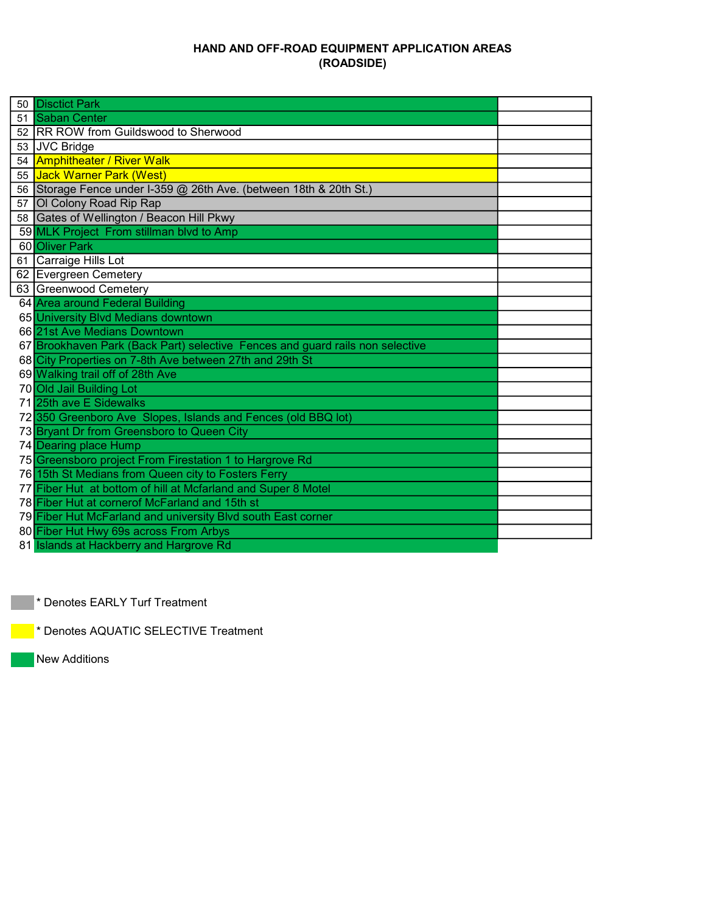**HAND AND OFF-ROAD EQUIPMENT APPLICATION AREAS**
**(ROADSIDE)**

| | | |
|---|---|---|
| 50 | Disctict Park | |
| 51 | Saban Center | |
| 52 | RR ROW from Guildswood to Sherwood | |
| 53 | JVC Bridge | |
| 54 | Amphitheater / River Walk | |
| 55 | Jack Warner Park (West) | |
| 56 | Storage Fence under I-359 @ 26th Ave. (between 18th & 20th St.) | |
| 57 | Ol Colony Road Rip Rap | |
| 58 | Gates of Wellington / Beacon Hill Pkwy | |
| 59 | MLK Project From stillman blvd to Amp | |
| 60 | Oliver Park | |
| 61 | Carraige Hills Lot | |
| 62 | Evergreen Cemetery | |
| 63 | Greenwood Cemetery | |
| 64 | Area around Federal Building | |
| 65 | University Blvd Medians downtown | |
| 66 | 21st Ave Medians Downtown | |
| 67 | Brookhaven Park (Back Part) selective Fences and guard rails non selective | |
| 68 | City Properties on 7-8th Ave between 27th and 29th St | |
| 69 | Walking trail off of 28th Ave | |
| 70 | Old Jail Building Lot | |
| 71 | 25th ave E Sidewalks | |
| 72 | 350 Greenboro Ave Slopes, Islands and Fences (old BBQ lot) | |
| 73 | Bryant Dr from Greensboro to Queen City | |
| 74 | Dearing place Hump | |
| 75 | Greensboro project From Firestation 1 to Hargrove Rd | |
| 76 | 15th St Medians from Queen city to Fosters Ferry | |
| 77 | Fiber Hut at bottom of hill at Mcfarland and Super 8 Motel | |
| 78 | Fiber Hut at cornerof McFarland and 15th st | |
| 79 | Fiber Hut McFarland and university Blvd south East corner | |
| 80 | Fiber Hut Hwy 69s across From Arbys | |
| 81 | Islands at Hackberry and Hargrove Rd | |

* Denotes EARLY Turf Treatment (gray)

* Denotes AQUATIC SELECTIVE Treatment (yellow)

New Additions (green)